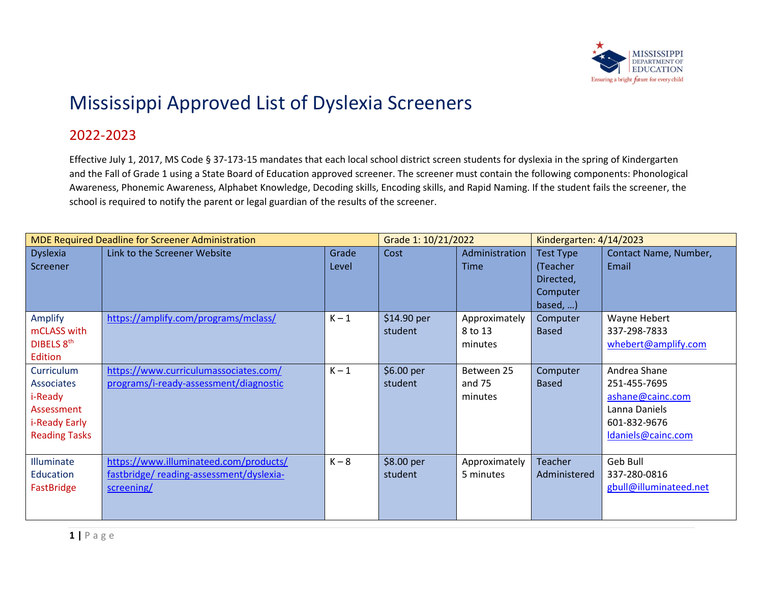# Mississippi Approved List of Dyslexia Screeners

## 2022-2023

Effective July 1, 2017, MS Code § 37-173-15 mandates that each local school district screen students for dyslexia in the spring of Kindergarten and the Fall of Grade 1 using a State Board of Education approved screener. The screener must contain the following components: Phonological Awareness, Phonemic Awareness, Alphabet Knowledge, Decoding skills, Encoding skills, and Rapid Naming. If the student fails the screener, the school is required to notify the parent or legal guardian of the results of the screener.

| MDE Required Deadline for Screener Administration | | | Grade 1: 10/21/2022 | | Kindergarten: 4/14/2023 | |
|---|---|---|---|---|---|---|
| Dyslexia Screener | Link to the Screener Website | Grade Level | Cost | Administration Time | Test Type (Teacher Directed, Computer based, …) | Contact Name, Number, Email |
| Amplify mCLASS with DIBELS 8th Edition | https://amplify.com/programs/mclass/ | K – 1 | $14.90 per student | Approximately 8 to 13 minutes | Computer Based | Wayne Hebert 337-298-7833 whebert@amplify.com |
| Curriculum Associates i-Ready Assessment i-Ready Early Reading Tasks | https://www.curriculumassociates.com/programs/i-ready-assessment/diagnostic | K – 1 | $6.00 per student | Between 25 and 75 minutes | Computer Based | Andrea Shane 251-455-7695 ashane@cainc.com Lanna Daniels 601-832-9676 ldaniels@cainc.com |
| Illuminate Education FastBridge | https://www.illuminateed.com/products/fastbridge/ reading-assessment/dyslexia-screening/ | K – 8 | $8.00 per student | Approximately 5 minutes | Teacher Administered | Geb Bull 337-280-0816 gbull@illuminateed.net |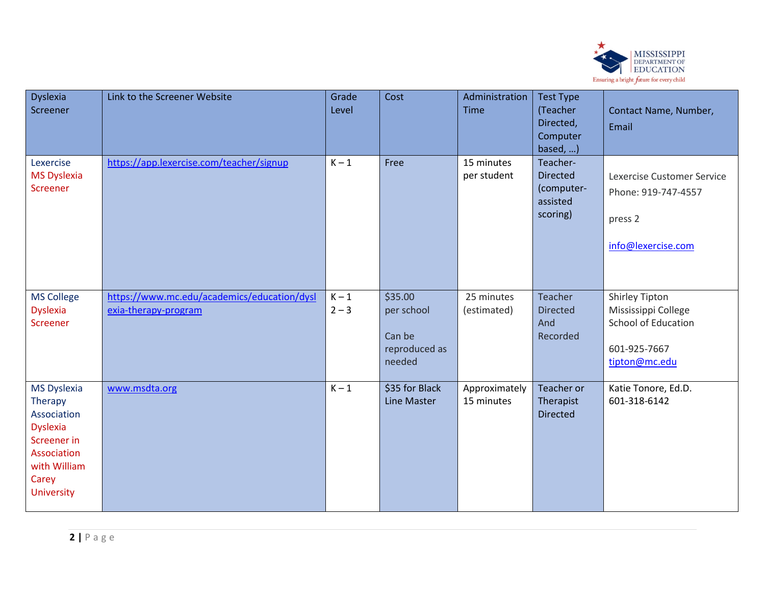| Dyslexia Screener | Link to the Screener Website | Grade Level | Cost | Administration Time | Test Type (Teacher Directed, Computer based, …) | Contact Name, Number, Email |
|---|---|---|---|---|---|---|
| Lexercise MS Dyslexia Screener | https://app.lexercise.com/teacher/signup | K – 1 | Free | 15 minutes per student | Teacher-Directed (computer-assisted scoring) | Lexercise Customer Service Phone: 919-747-4557 press 2 info@lexercise.com |
| MS College Dyslexia Screener | https://www.mc.edu/academics/education/dyslexia-therapy-program | K – 1 2 – 3 | $35.00 per school Can be reproduced as needed | 25 minutes (estimated) | Teacher Directed And Recorded | Shirley Tipton Mississippi College School of Education 601-925-7667 tipton@mc.edu |
| MS Dyslexia Therapy Association Dyslexia Screener in Association with William Carey University | www.msdta.org | K – 1 | $35 for Black Line Master | Approximately 15 minutes | Teacher or Therapist Directed | Katie Tonore, Ed.D. 601-318-6142 |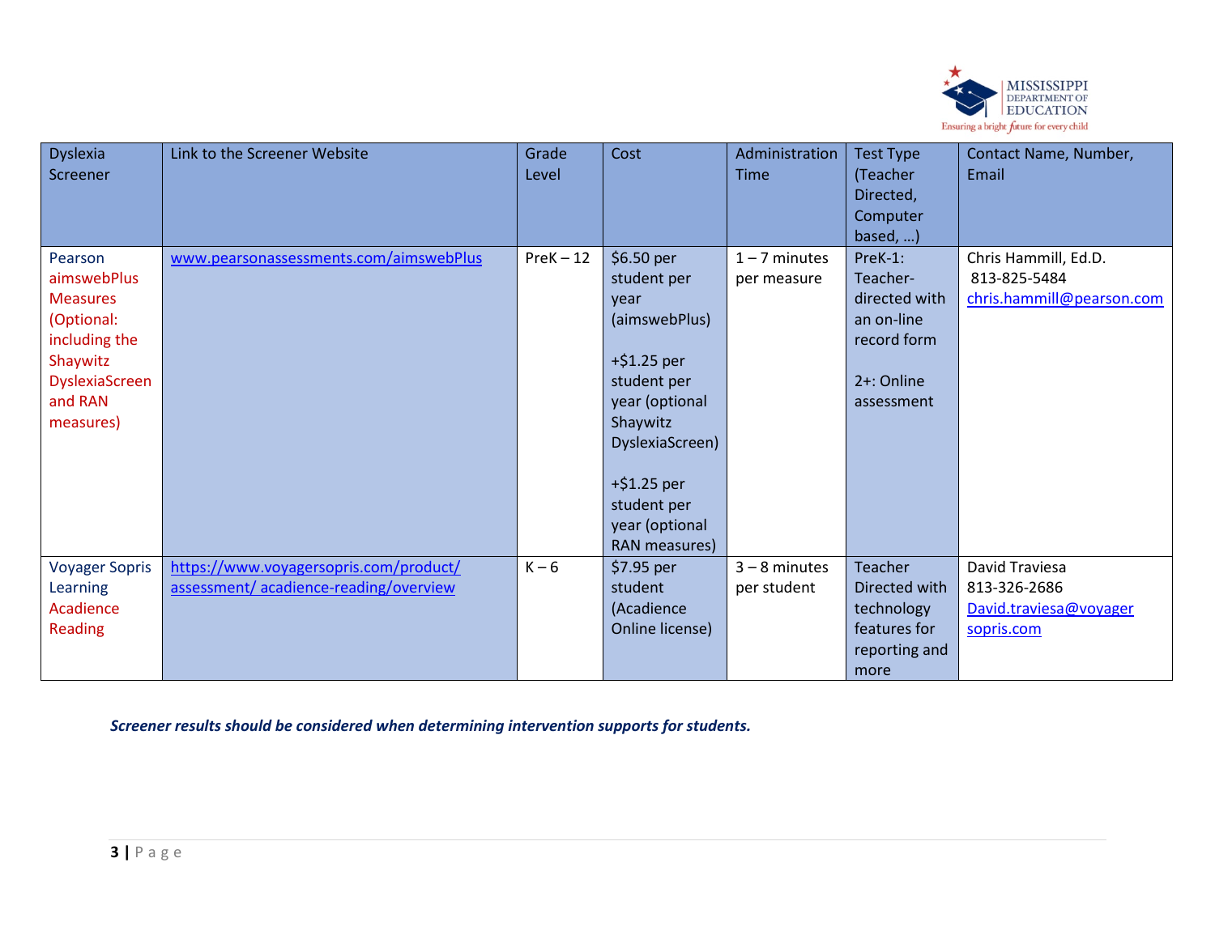| Dyslexia Screener | Link to the Screener Website | Grade Level | Cost | Administration Time | Test Type (Teacher Directed, Computer based, …) | Contact Name, Number, Email |
|---|---|---|---|---|---|---|
| Pearson aimswebPlus Measures (Optional: including the Shaywitz DyslexiaScreen and RAN measures) | www.pearsonassessments.com/aimswebPlus | PreK – 12 | $6.50 per student per year (aimswebPlus)<br><br>+$1.25 per student per year (optional Shaywitz DyslexiaScreen)<br><br>+$1.25 per student per year (optional RAN measures) | 1 – 7 minutes per measure | PreK-1: Teacher-directed with an on-line record form<br><br>2+: Online assessment | Chris Hammill, Ed.D.<br>813-825-5484<br>chris.hammill@pearson.com |
| Voyager Sopris Learning Acadience Reading | https://www.voyagersopris.com/product/assessment/ acadience-reading/overview | K – 6 | $7.95 per student (Acadience Online license) | 3 – 8 minutes per student | Teacher Directed with technology features for reporting and more | David Traviesa<br>813-326-2686<br>David.traviesa@voyagersopris.com |

***Screener results should be considered when determining intervention supports for students.***